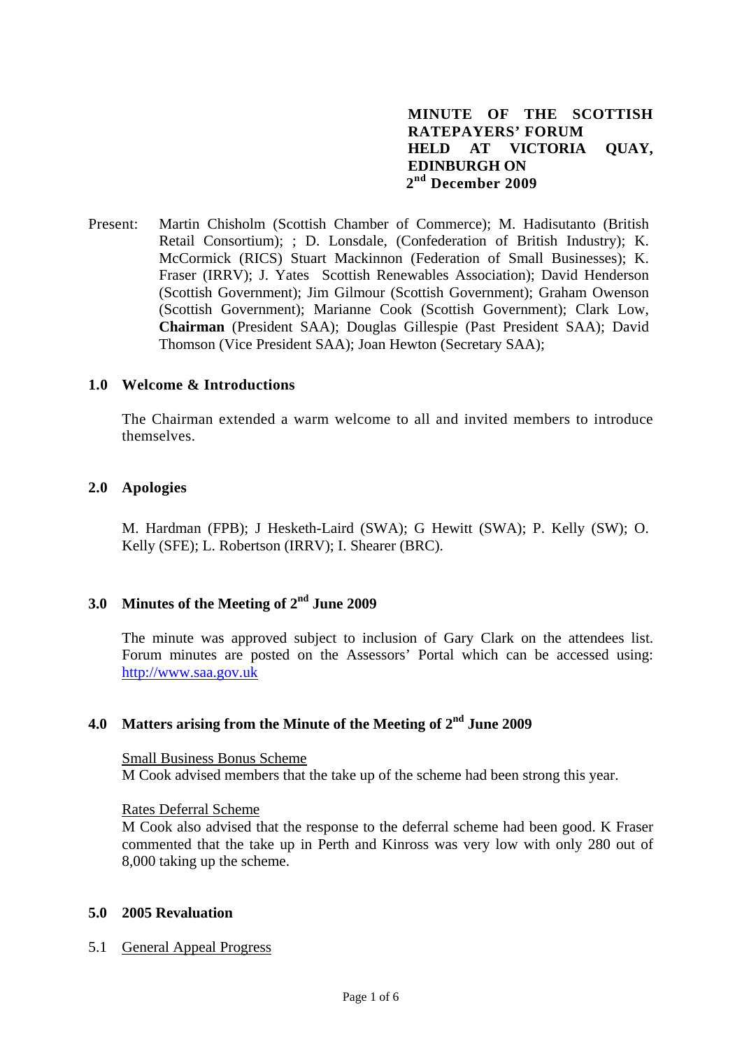# MINUTE OF THE SCOTTISH RATEPAYERS' FORUM HELD AT VICTORIA QUAY, EDINBURGH ON 2nd December 2009

Present: Martin Chisholm (Scottish Chamber of Commerce); M. Hadisutanto (British Retail Consortium); ; D. Lonsdale, (Confederation of British Industry); K. McCormick (RICS) Stuart Mackinnon (Federation of Small Businesses); K. Fraser (IRRV); J. Yates Scottish Renewables Association); David Henderson (Scottish Government); Jim Gilmour (Scottish Government); Graham Owenson (Scottish Government); Marianne Cook (Scottish Government); Clark Low, **Chairman** (President SAA); Douglas Gillespie (Past President SAA); David Thomson (Vice President SAA); Joan Hewton (Secretary SAA);

## 1.0 Welcome & Introductions

The Chairman extended a warm welcome to all and invited members to introduce themselves.

## 2.0 Apologies

M. Hardman (FPB); J Hesketh-Laird (SWA); G Hewitt (SWA); P. Kelly (SW); O. Kelly (SFE); L. Robertson (IRRV); I. Shearer (BRC).

## 3.0 Minutes of the Meeting of 2nd June 2009

The minute was approved subject to inclusion of Gary Clark on the attendees list. Forum minutes are posted on the Assessors' Portal which can be accessed using: http://www.saa.gov.uk

## 4.0 Matters arising from the Minute of the Meeting of 2nd June 2009

Small Business Bonus Scheme
M Cook advised members that the take up of the scheme had been strong this year.

Rates Deferral Scheme
M Cook also advised that the response to the deferral scheme had been good. K Fraser commented that the take up in Perth and Kinross was very low with only 280 out of 8,000 taking up the scheme.

## 5.0 2005 Revaluation

5.1 General Appeal Progress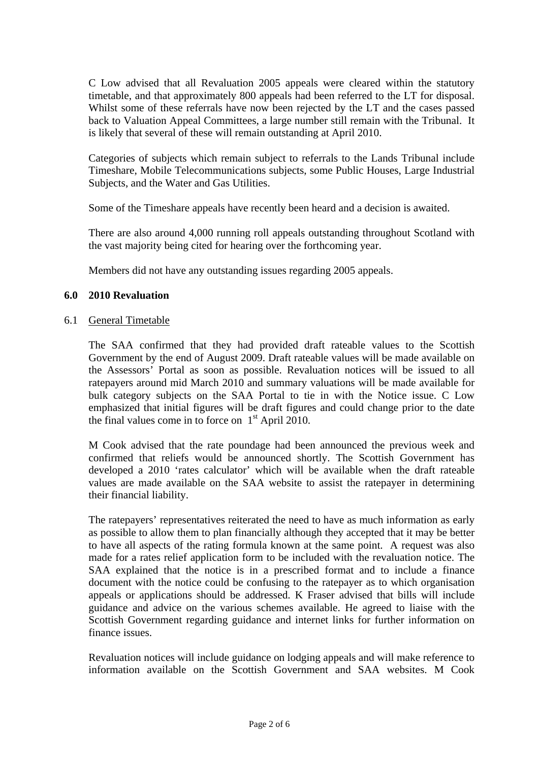C Low advised that all Revaluation 2005 appeals were cleared within the statutory timetable, and that approximately 800 appeals had been referred to the LT for disposal. Whilst some of these referrals have now been rejected by the LT and the cases passed back to Valuation Appeal Committees, a large number still remain with the Tribunal. It is likely that several of these will remain outstanding at April 2010.

Categories of subjects which remain subject to referrals to the Lands Tribunal include Timeshare, Mobile Telecommunications subjects, some Public Houses, Large Industrial Subjects, and the Water and Gas Utilities.

Some of the Timeshare appeals have recently been heard and a decision is awaited.

There are also around 4,000 running roll appeals outstanding throughout Scotland with the vast majority being cited for hearing over the forthcoming year.

Members did not have any outstanding issues regarding 2005 appeals.

## 6.0 2010 Revaluation

### 6.1 General Timetable

The SAA confirmed that they had provided draft rateable values to the Scottish Government by the end of August 2009. Draft rateable values will be made available on the Assessors' Portal as soon as possible. Revaluation notices will be issued to all ratepayers around mid March 2010 and summary valuations will be made available for bulk category subjects on the SAA Portal to tie in with the Notice issue. C Low emphasized that initial figures will be draft figures and could change prior to the date the final values come in to force on 1st April 2010.

M Cook advised that the rate poundage had been announced the previous week and confirmed that reliefs would be announced shortly. The Scottish Government has developed a 2010 'rates calculator' which will be available when the draft rateable values are made available on the SAA website to assist the ratepayer in determining their financial liability.

The ratepayers' representatives reiterated the need to have as much information as early as possible to allow them to plan financially although they accepted that it may be better to have all aspects of the rating formula known at the same point. A request was also made for a rates relief application form to be included with the revaluation notice. The SAA explained that the notice is in a prescribed format and to include a finance document with the notice could be confusing to the ratepayer as to which organisation appeals or applications should be addressed. K Fraser advised that bills will include guidance and advice on the various schemes available. He agreed to liaise with the Scottish Government regarding guidance and internet links for further information on finance issues.

Revaluation notices will include guidance on lodging appeals and will make reference to information available on the Scottish Government and SAA websites. M Cook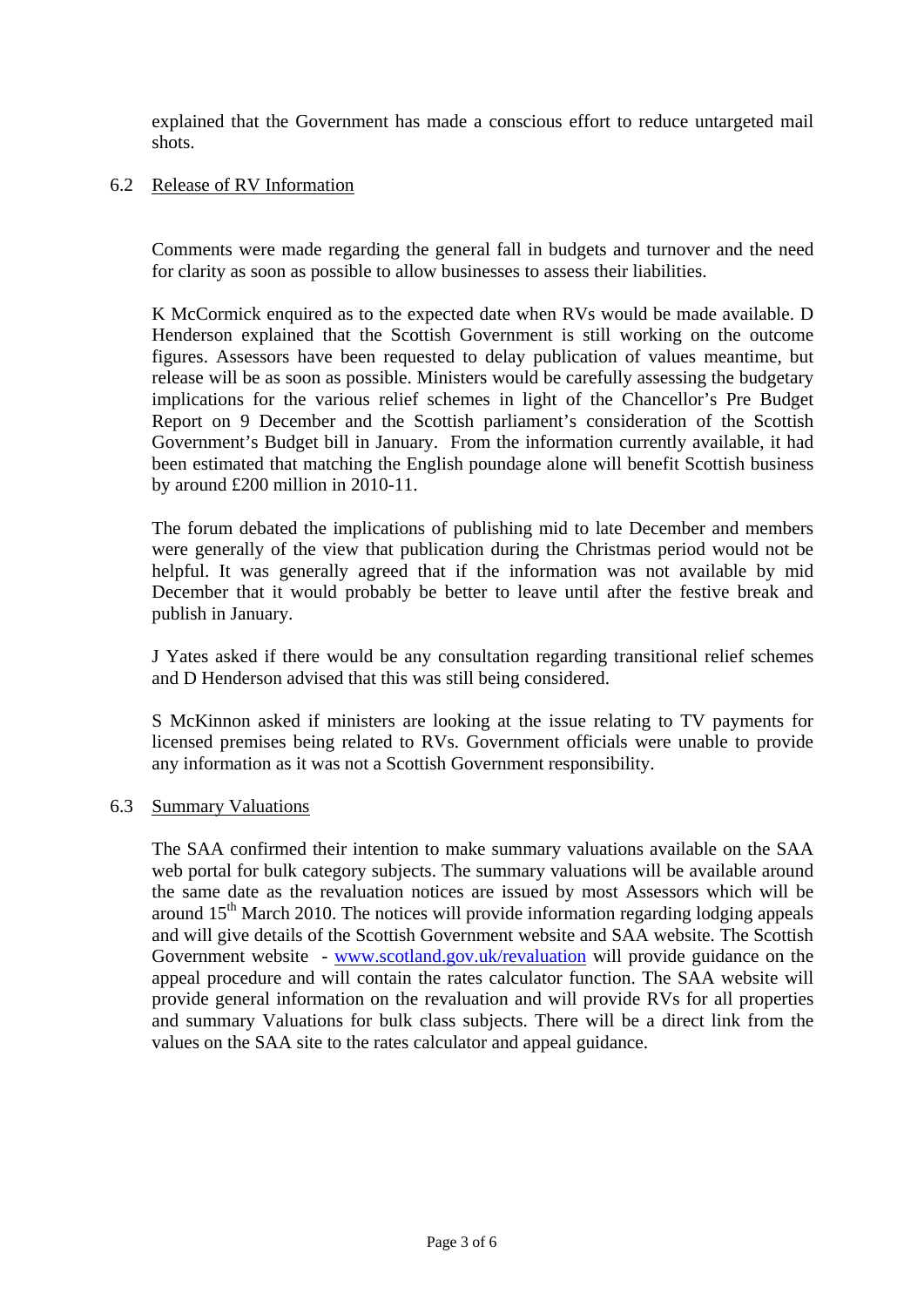explained that the Government has made a conscious effort to reduce untargeted mail shots.

6.2 Release of RV Information

Comments were made regarding the general fall in budgets and turnover and the need for clarity as soon as possible to allow businesses to assess their liabilities.

K McCormick enquired as to the expected date when RVs would be made available. D Henderson explained that the Scottish Government is still working on the outcome figures. Assessors have been requested to delay publication of values meantime, but release will be as soon as possible. Ministers would be carefully assessing the budgetary implications for the various relief schemes in light of the Chancellor's Pre Budget Report on 9 December and the Scottish parliament's consideration of the Scottish Government's Budget bill in January. From the information currently available, it had been estimated that matching the English poundage alone will benefit Scottish business by around £200 million in 2010-11.

The forum debated the implications of publishing mid to late December and members were generally of the view that publication during the Christmas period would not be helpful. It was generally agreed that if the information was not available by mid December that it would probably be better to leave until after the festive break and publish in January.

J Yates asked if there would be any consultation regarding transitional relief schemes and D Henderson advised that this was still being considered.

S McKinnon asked if ministers are looking at the issue relating to TV payments for licensed premises being related to RVs. Government officials were unable to provide any information as it was not a Scottish Government responsibility.

6.3 Summary Valuations

The SAA confirmed their intention to make summary valuations available on the SAA web portal for bulk category subjects. The summary valuations will be available around the same date as the revaluation notices are issued by most Assessors which will be around 15th March 2010. The notices will provide information regarding lodging appeals and will give details of the Scottish Government website and SAA website. The Scottish Government website - www.scotland.gov.uk/revaluation will provide guidance on the appeal procedure and will contain the rates calculator function. The SAA website will provide general information on the revaluation and will provide RVs for all properties and summary Valuations for bulk class subjects. There will be a direct link from the values on the SAA site to the rates calculator and appeal guidance.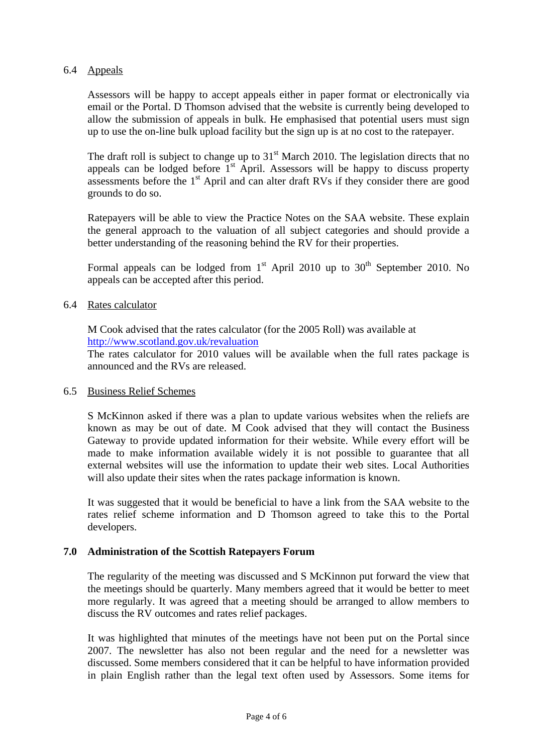### 6.4 Appeals

Assessors will be happy to accept appeals either in paper format or electronically via email or the Portal. D Thomson advised that the website is currently being developed to allow the submission of appeals in bulk. He emphasised that potential users must sign up to use the on-line bulk upload facility but the sign up is at no cost to the ratepayer.

The draft roll is subject to change up to 31st March 2010. The legislation directs that no appeals can be lodged before 1st April. Assessors will be happy to discuss property assessments before the 1st April and can alter draft RVs if they consider there are good grounds to do so.

Ratepayers will be able to view the Practice Notes on the SAA website. These explain the general approach to the valuation of all subject categories and should provide a better understanding of the reasoning behind the RV for their properties.

Formal appeals can be lodged from 1st April 2010 up to 30th September 2010. No appeals can be accepted after this period.

### 6.4 Rates calculator

M Cook advised that the rates calculator (for the 2005 Roll) was available at http://www.scotland.gov.uk/revaluation
The rates calculator for 2010 values will be available when the full rates package is announced and the RVs are released.

### 6.5 Business Relief Schemes

S McKinnon asked if there was a plan to update various websites when the reliefs are known as may be out of date. M Cook advised that they will contact the Business Gateway to provide updated information for their website. While every effort will be made to make information available widely it is not possible to guarantee that all external websites will use the information to update their web sites. Local Authorities will also update their sites when the rates package information is known.

It was suggested that it would be beneficial to have a link from the SAA website to the rates relief scheme information and D Thomson agreed to take this to the Portal developers.

## 7.0 Administration of the Scottish Ratepayers Forum

The regularity of the meeting was discussed and S McKinnon put forward the view that the meetings should be quarterly. Many members agreed that it would be better to meet more regularly. It was agreed that a meeting should be arranged to allow members to discuss the RV outcomes and rates relief packages.

It was highlighted that minutes of the meetings have not been put on the Portal since 2007. The newsletter has also not been regular and the need for a newsletter was discussed. Some members considered that it can be helpful to have information provided in plain English rather than the legal text often used by Assessors. Some items for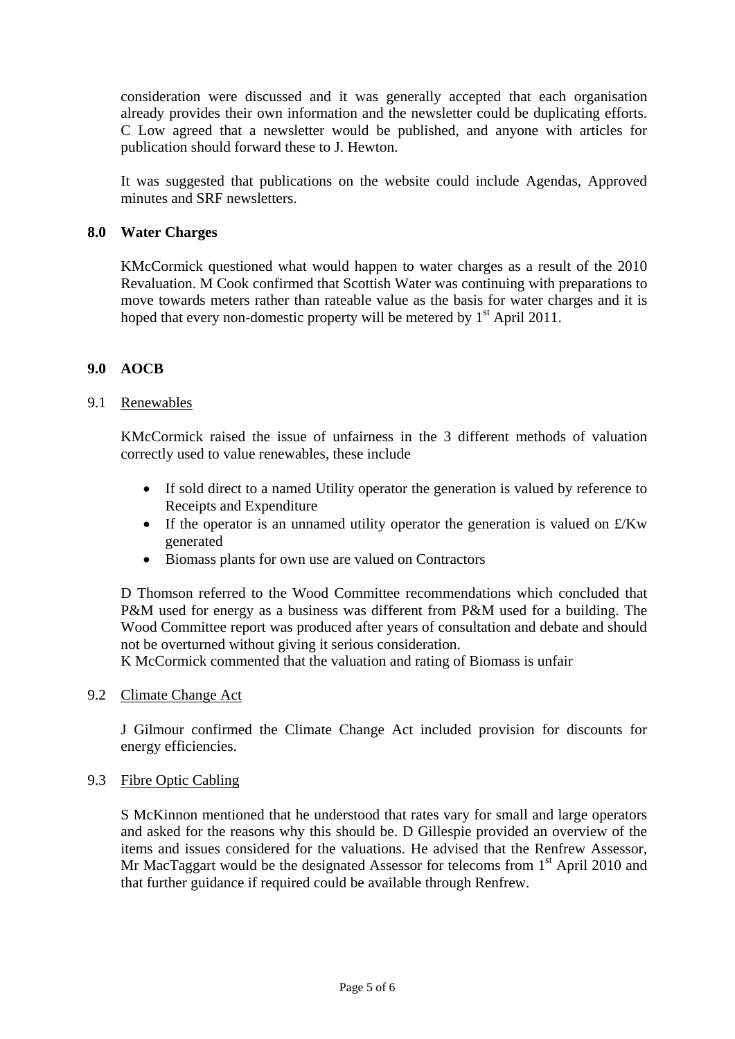consideration were discussed and it was generally accepted that each organisation already provides their own information and the newsletter could be duplicating efforts. C Low agreed that a newsletter would be published, and anyone with articles for publication should forward these to J. Hewton.

It was suggested that publications on the website could include Agendas, Approved minutes and SRF newsletters.

## 8.0 Water Charges

KMcCormick questioned what would happen to water charges as a result of the 2010 Revaluation. M Cook confirmed that Scottish Water was continuing with preparations to move towards meters rather than rateable value as the basis for water charges and it is hoped that every non-domestic property will be metered by 1st April 2011.

## 9.0 AOCB

### 9.1 Renewables

KMcCormick raised the issue of unfairness in the 3 different methods of valuation correctly used to value renewables, these include

- If sold direct to a named Utility operator the generation is valued by reference to Receipts and Expenditure
- If the operator is an unnamed utility operator the generation is valued on £/Kw generated
- Biomass plants for own use are valued on Contractors

D Thomson referred to the Wood Committee recommendations which concluded that P&M used for energy as a business was different from P&M used for a building. The Wood Committee report was produced after years of consultation and debate and should not be overturned without giving it serious consideration.
K McCormick commented that the valuation and rating of Biomass is unfair

### 9.2 Climate Change Act

J Gilmour confirmed the Climate Change Act included provision for discounts for energy efficiencies.

### 9.3 Fibre Optic Cabling

S McKinnon mentioned that he understood that rates vary for small and large operators and asked for the reasons why this should be. D Gillespie provided an overview of the items and issues considered for the valuations. He advised that the Renfrew Assessor, Mr MacTaggart would be the designated Assessor for telecoms from 1st April 2010 and that further guidance if required could be available through Renfrew.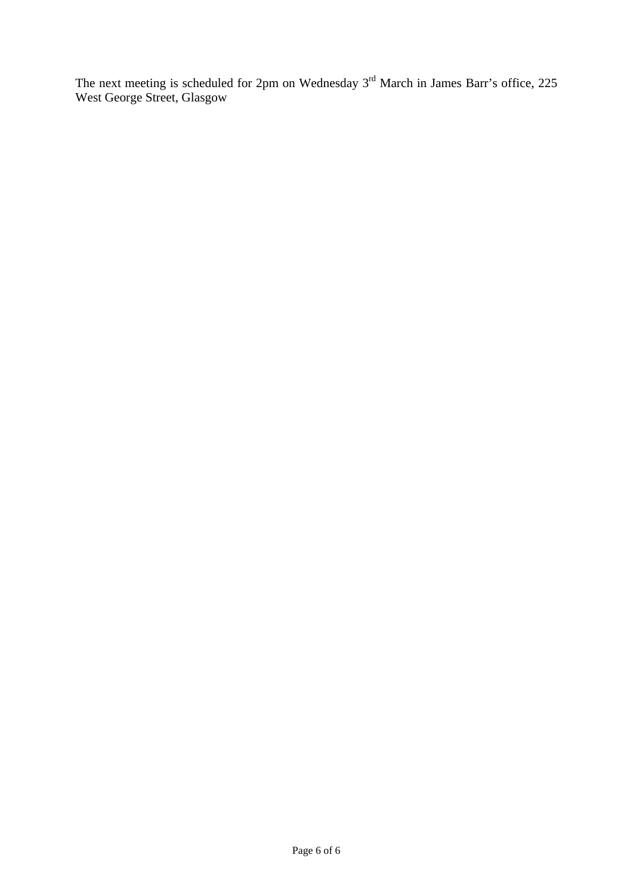The next meeting is scheduled for 2pm on Wednesday 3rd March in James Barr's office, 225 West George Street, Glasgow